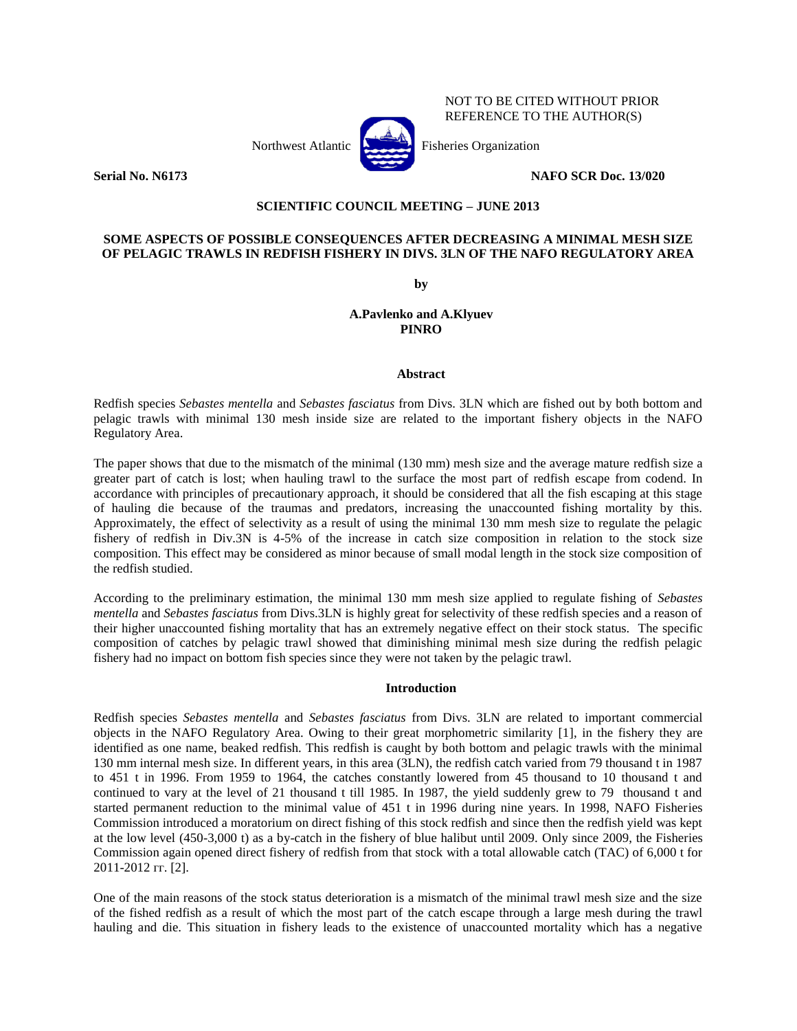NOT TO BE CITED WITHOUT PRIOR REFERENCE TO THE AUTHOR(S)

Northwest Atlantic Fisheries Organization

**Serial No. N6173** **NAFO SCR Doc. 13/020**

**SCIENTIFIC COUNCIL MEETING – JUNE 2013**

# SOME ASPECTS OF POSSIBLE CONSEQUENCES AFTER DECREASING A MINIMAL MESH SIZE OF PELAGIC TRAWLS IN REDFISH FISHERY IN DIVS. 3LN OF THE NAFO REGULATORY AREA

**by**

**A.Pavlenko and A.Klyuev**
**PINRO**

## Abstract

Redfish species *Sebastes mentella* and *Sebastes fasciatus* from Divs. 3LN which are fished out by both bottom and pelagic trawls with minimal 130 mesh inside size are related to the important fishery objects in the NAFO Regulatory Area.

The paper shows that due to the mismatch of the minimal (130 mm) mesh size and the average mature redfish size a greater part of catch is lost; when hauling trawl to the surface the most part of redfish escape from codend. In accordance with principles of precautionary approach, it should be considered that all the fish escaping at this stage of hauling die because of the traumas and predators, increasing the unaccounted fishing mortality by this. Approximately, the effect of selectivity as a result of using the minimal 130 mm mesh size to regulate the pelagic fishery of redfish in Div.3N is 4-5% of the increase in catch size composition in relation to the stock size composition. This effect may be considered as minor because of small modal length in the stock size composition of the redfish studied.

According to the preliminary estimation, the minimal 130 mm mesh size applied to regulate fishing of *Sebastes mentella* and *Sebastes fasciatus* from Divs.3LN is highly great for selectivity of these redfish species and a reason of their higher unaccounted fishing mortality that has an extremely negative effect on their stock status. The specific composition of catches by pelagic trawl showed that diminishing minimal mesh size during the redfish pelagic fishery had no impact on bottom fish species since they were not taken by the pelagic trawl.

## Introduction

Redfish species *Sebastes mentella* and *Sebastes fasciatus* from Divs. 3LN are related to important commercial objects in the NAFO Regulatory Area. Owing to their great morphometric similarity [1], in the fishery they are identified as one name, beaked redfish. This redfish is caught by both bottom and pelagic trawls with the minimal 130 mm internal mesh size. In different years, in this area (3LN), the redfish catch varied from 79 thousand t in 1987 to 451 t in 1996. From 1959 to 1964, the catches constantly lowered from 45 thousand to 10 thousand t and continued to vary at the level of 21 thousand t till 1985. In 1987, the yield suddenly grew to 79 thousand t and started permanent reduction to the minimal value of 451 t in 1996 during nine years. In 1998, NAFO Fisheries Commission introduced a moratorium on direct fishing of this stock redfish and since then the redfish yield was kept at the low level (450-3,000 t) as a by-catch in the fishery of blue halibut until 2009. Only since 2009, the Fisheries Commission again opened direct fishery of redfish from that stock with a total allowable catch (TAC) of 6,000 t for 2011-2012 гг. [2].

One of the main reasons of the stock status deterioration is a mismatch of the minimal trawl mesh size and the size of the fished redfish as a result of which the most part of the catch escape through a large mesh during the trawl hauling and die. This situation in fishery leads to the existence of unaccounted mortality which has a negative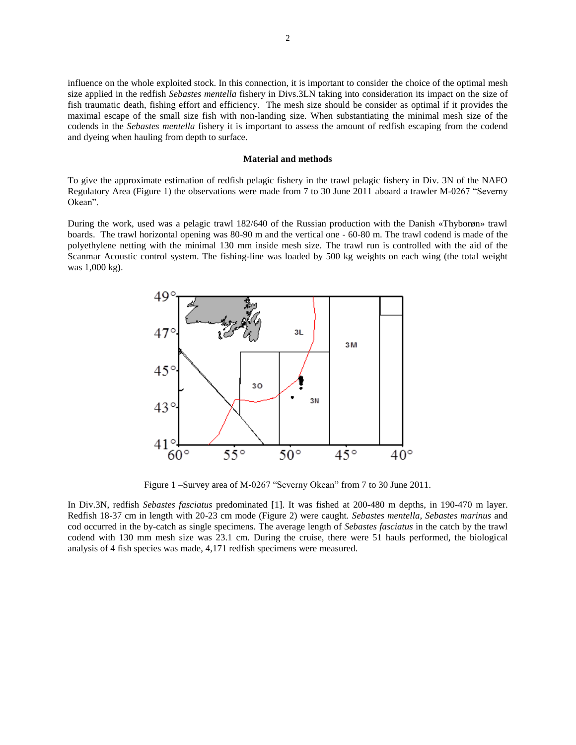influence on the whole exploited stock. In this connection, it is important to consider the choice of the optimal mesh size applied in the redfish *Sebastes mentella* fishery in Divs.3LN taking into consideration its impact on the size of fish traumatic death, fishing effort and efficiency. The mesh size should be consider as optimal if it provides the maximal escape of the small size fish with non-landing size. When substantiating the minimal mesh size of the codends in the *Sebastes mentella* fishery it is important to assess the amount of redfish escaping from the codend and dyeing when hauling from depth to surface.

**Material and methods**

To give the approximate estimation of redfish pelagic fishery in the trawl pelagic fishery in Div. 3N of the NAFO Regulatory Area (Figure 1) the observations were made from 7 to 30 June 2011 aboard a trawler M-0267 "Severny Okean".

During the work, used was a pelagic trawl 182/640 of the Russian production with the Danish «Thyborøn» trawl boards. The trawl horizontal opening was 80-90 m and the vertical one - 60-80 m. The trawl codend is made of the polyethylene netting with the minimal 130 mm inside mesh size. The trawl run is controlled with the aid of the Scanmar Acoustic control system. The fishing-line was loaded by 500 kg weights on each wing (the total weight was 1,000 kg).

Figure 1 –Survey area of M-0267 "Severny Okean" from 7 to 30 June 2011.

In Div.3N, redfish *Sebastes fasciatus* predominated [1]. It was fished at 200-480 m depths, in 190-470 m layer. Redfish 18-37 cm in length with 20-23 cm mode (Figure 2) were caught. *Sebastes mentella, Sebastes marinus* and cod occurred in the by-catch as single specimens. The average length of *Sebastes fasciatus* in the catch by the trawl codend with 130 mm mesh size was 23.1 cm. During the cruise, there were 51 hauls performed, the biological analysis of 4 fish species was made, 4,171 redfish specimens were measured.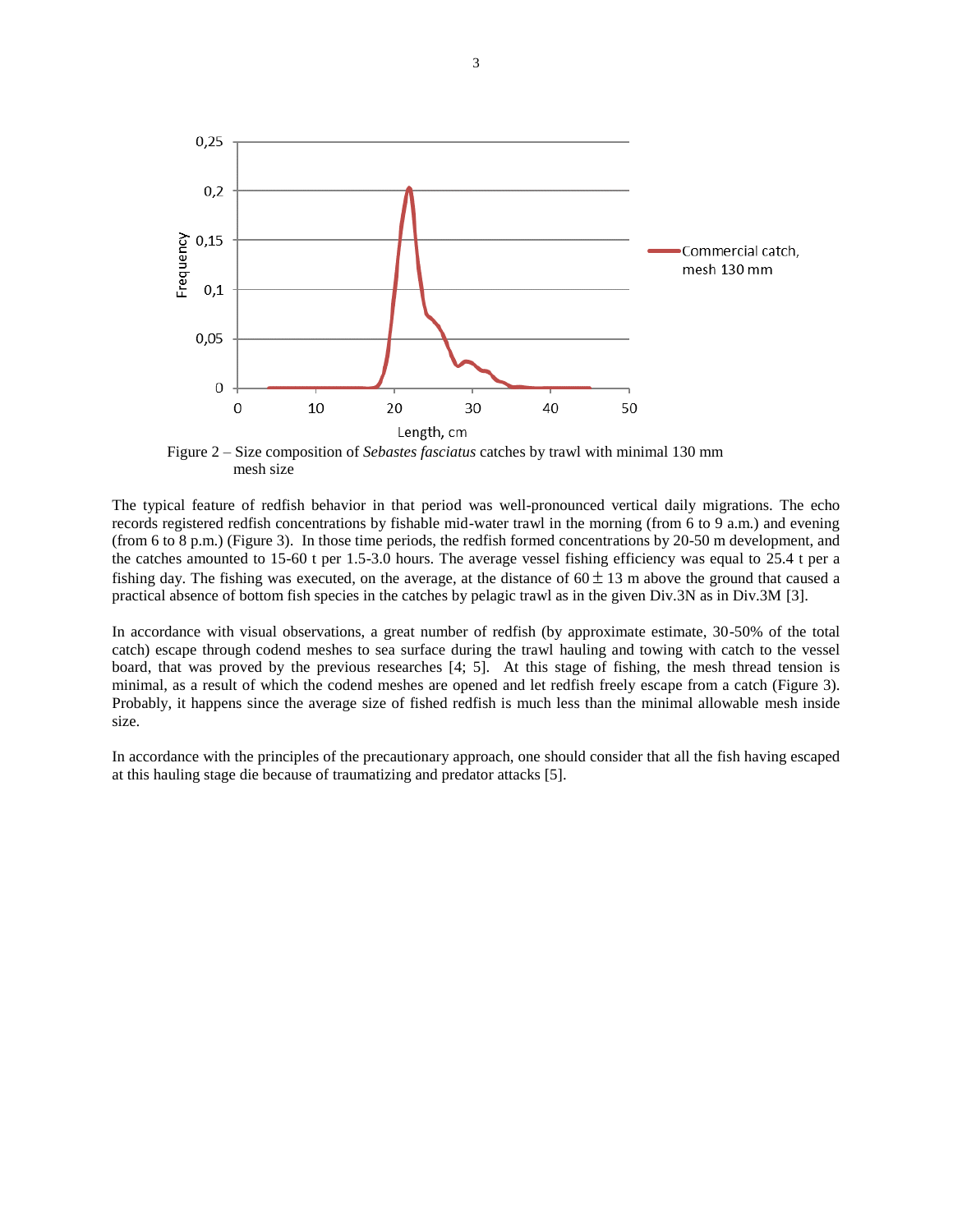Figure 2 – Size composition of *Sebastes fasciatus* catches by trawl with minimal 130 mm mesh size

The typical feature of redfish behavior in that period was well-pronounced vertical daily migrations. The echo records registered redfish concentrations by fishable mid-water trawl in the morning (from 6 to 9 a.m.) and evening (from 6 to 8 p.m.) (Figure 3). In those time periods, the redfish formed concentrations by 20-50 m development, and the catches amounted to 15-60 t per 1.5-3.0 hours. The average vessel fishing efficiency was equal to 25.4 t per a fishing day. The fishing was executed, on the average, at the distance of $60 \pm 13$ m above the ground that caused a practical absence of bottom fish species in the catches by pelagic trawl as in the given Div.3N as in Div.3M [3].

In accordance with visual observations, a great number of redfish (by approximate estimate, 30-50% of the total catch) escape through codend meshes to sea surface during the trawl hauling and towing with catch to the vessel board, that was proved by the previous researches [4; 5]. At this stage of fishing, the mesh thread tension is minimal, as a result of which the codend meshes are opened and let redfish freely escape from a catch (Figure 3). Probably, it happens since the average size of fished redfish is much less than the minimal allowable mesh inside size.

In accordance with the principles of the precautionary approach, one should consider that all the fish having escaped at this hauling stage die because of traumatizing and predator attacks [5].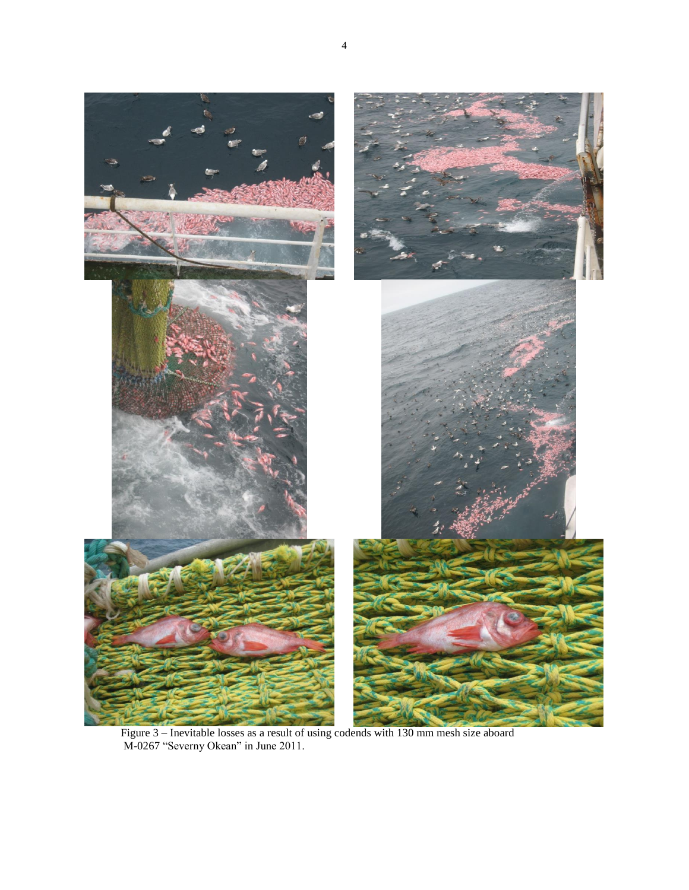Figure 3 – Inevitable losses as a result of using codends with 130 mm mesh size aboard M-0267 “Severny Okean” in June 2011.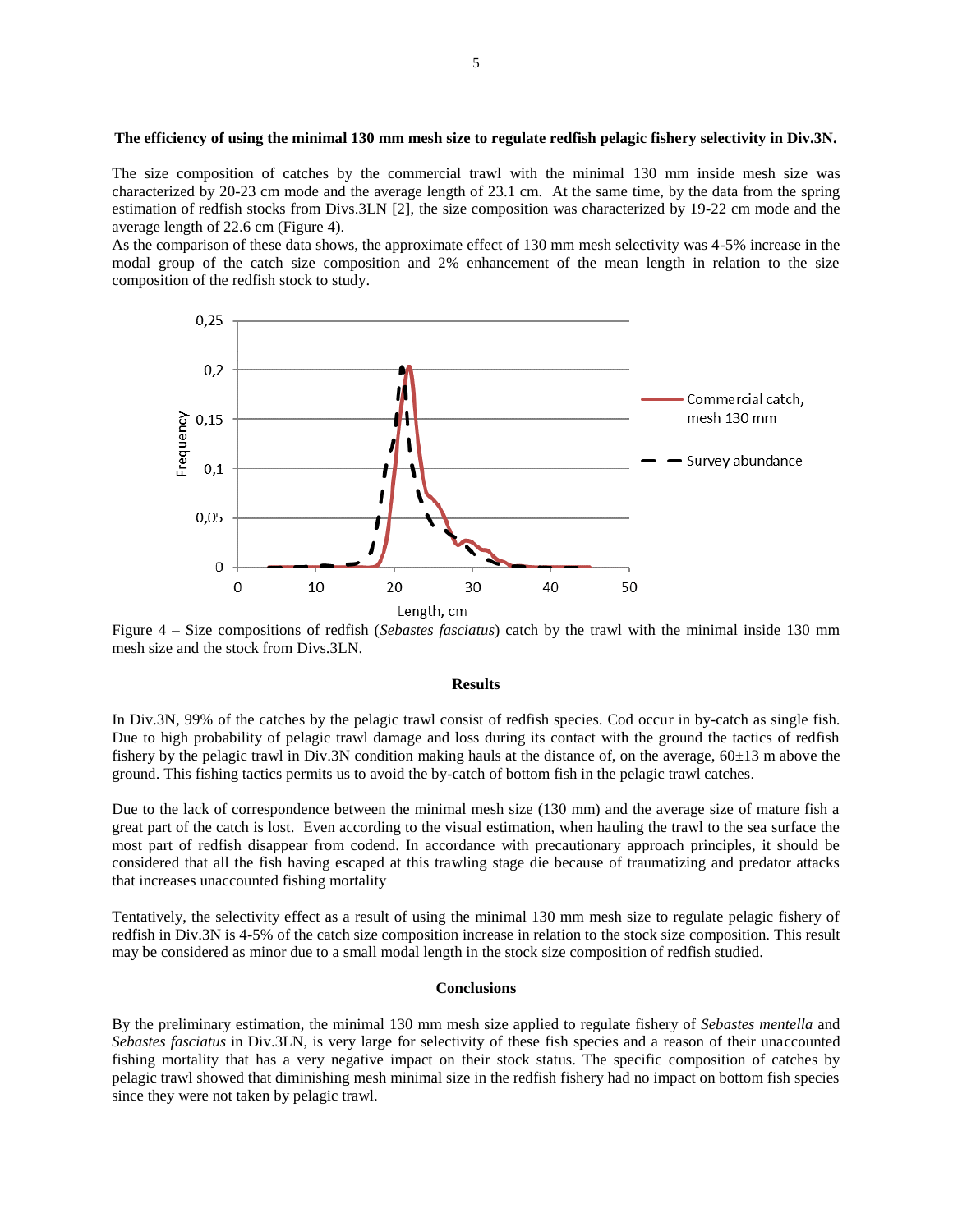**The efficiency of using the minimal 130 mm mesh size to regulate redfish pelagic fishery selectivity in Div.3N.**

The size composition of catches by the commercial trawl with the minimal 130 mm inside mesh size was characterized by 20-23 cm mode and the average length of 23.1 cm. At the same time, by the data from the spring estimation of redfish stocks from Divs.3LN [2], the size composition was characterized by 19-22 cm mode and the average length of 22.6 cm (Figure 4).

As the comparison of these data shows, the approximate effect of 130 mm mesh selectivity was 4-5% increase in the modal group of the catch size composition and 2% enhancement of the mean length in relation to the size composition of the redfish stock to study.

Figure 4 – Size compositions of redfish (*Sebastes fasciatus*) catch by the trawl with the minimal inside 130 mm mesh size and the stock from Divs.3LN.

## Results

In Div.3N, 99% of the catches by the pelagic trawl consist of redfish species. Cod occur in by-catch as single fish. Due to high probability of pelagic trawl damage and loss during its contact with the ground the tactics of redfish fishery by the pelagic trawl in Div.3N condition making hauls at the distance of, on the average, 60±13 m above the ground. This fishing tactics permits us to avoid the by-catch of bottom fish in the pelagic trawl catches.

Due to the lack of correspondence between the minimal mesh size (130 mm) and the average size of mature fish a great part of the catch is lost. Even according to the visual estimation, when hauling the trawl to the sea surface the most part of redfish disappear from codend. In accordance with precautionary approach principles, it should be considered that all the fish having escaped at this trawling stage die because of traumatizing and predator attacks that increases unaccounted fishing mortality

Tentatively, the selectivity effect as a result of using the minimal 130 mm mesh size to regulate pelagic fishery of redfish in Div.3N is 4-5% of the catch size composition increase in relation to the stock size composition. This result may be considered as minor due to a small modal length in the stock size composition of redfish studied.

## Conclusions

By the preliminary estimation, the minimal 130 mm mesh size applied to regulate fishery of *Sebastes mentella* and *Sebastes fasciatus* in Div.3LN, is very large for selectivity of these fish species and a reason of their unaccounted fishing mortality that has a very negative impact on their stock status. The specific composition of catches by pelagic trawl showed that diminishing mesh minimal size in the redfish fishery had no impact on bottom fish species since they were not taken by pelagic trawl.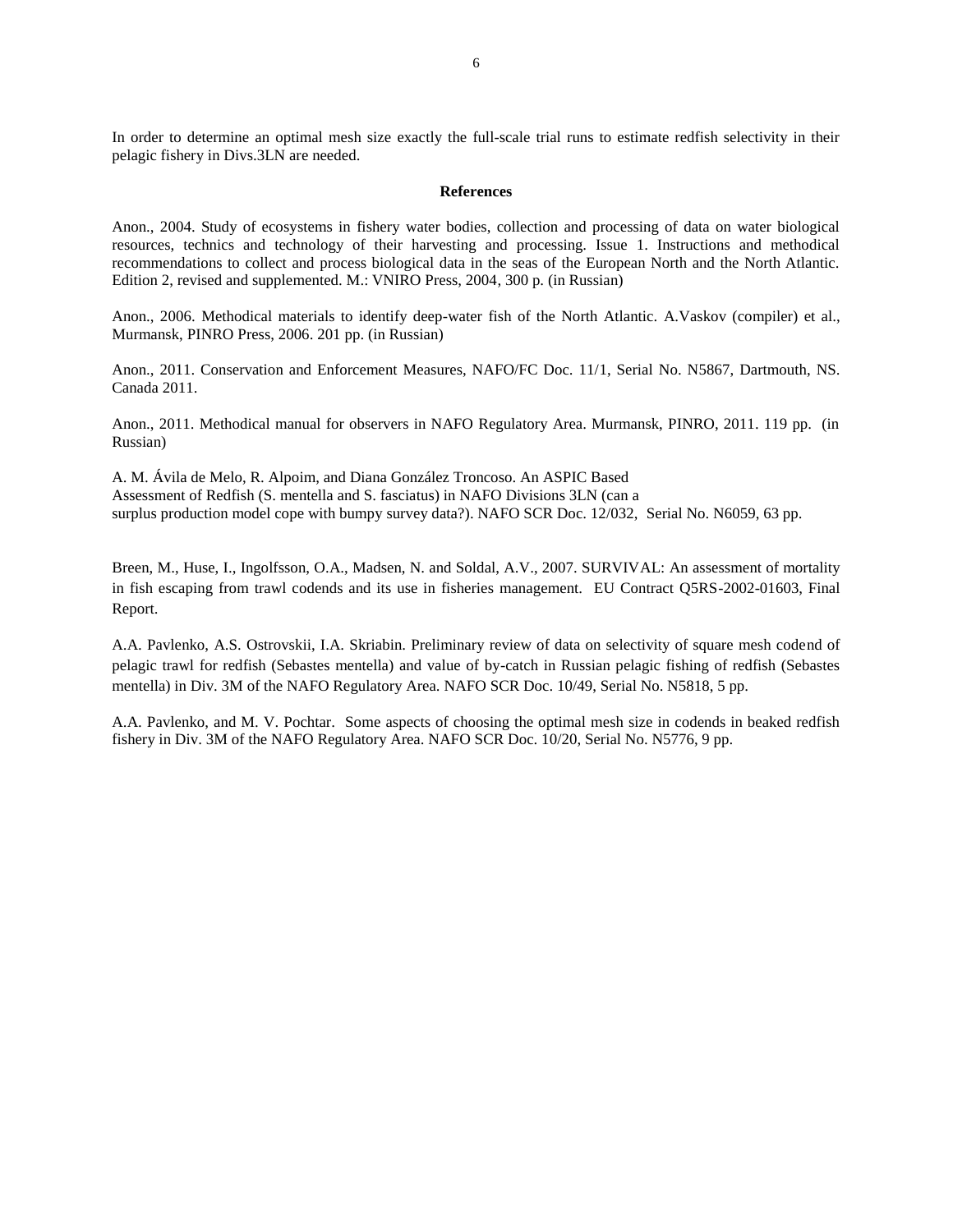In order to determine an optimal mesh size exactly the full-scale trial runs to estimate redfish selectivity in their pelagic fishery in Divs.3LN are needed.

## References

Anon., 2004. Study of ecosystems in fishery water bodies, collection and processing of data on water biological resources, technics and technology of their harvesting and processing. Issue 1. Instructions and methodical recommendations to collect and process biological data in the seas of the European North and the North Atlantic. Edition 2, revised and supplemented. M.: VNIRO Press, 2004, 300 p. (in Russian)

Anon., 2006. Methodical materials to identify deep-water fish of the North Atlantic. A.Vaskov (compiler) et al., Murmansk, PINRO Press, 2006. 201 pp. (in Russian)

Anon., 2011. Conservation and Enforcement Measures, NAFO/FC Doc. 11/1, Serial No. N5867, Dartmouth, NS. Canada 2011.

Anon., 2011. Methodical manual for observers in NAFO Regulatory Area. Murmansk, PINRO, 2011. 119 pp. (in Russian)

A. M. Ávila de Melo, R. Alpoim, and Diana González Troncoso. An ASPIC Based Assessment of Redfish (S. mentella and S. fasciatus) in NAFO Divisions 3LN (can a surplus production model cope with bumpy survey data?). NAFO SCR Doc. 12/032, Serial No. N6059, 63 pp.

Breen, M., Huse, I., Ingolfsson, O.A., Madsen, N. and Soldal, A.V., 2007. SURVIVAL: An assessment of mortality in fish escaping from trawl codends and its use in fisheries management. EU Contract Q5RS-2002-01603, Final Report.

A.A. Pavlenko, A.S. Ostrovskii, I.A. Skriabin. Preliminary review of data on selectivity of square mesh codend of pelagic trawl for redfish (Sebastes mentella) and value of by-catch in Russian pelagic fishing of redfish (Sebastes mentella) in Div. 3M of the NAFO Regulatory Area. NAFO SCR Doc. 10/49, Serial No. N5818, 5 pp.

A.A. Pavlenko, and M. V. Pochtar. Some aspects of choosing the optimal mesh size in codends in beaked redfish fishery in Div. 3M of the NAFO Regulatory Area. NAFO SCR Doc. 10/20, Serial No. N5776, 9 pp.